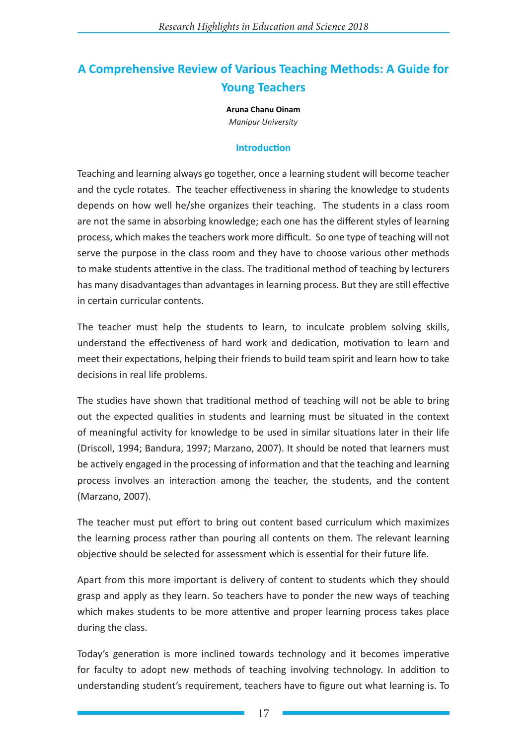# A Comprehensive Review of Various Teaching Methods: A Guide for Young Teachers

**Aruna Chanu Oinam**

*Manipur University*

## Introduction

Teaching and learning always go together, once a learning student will become teacher and the cycle rotates. The teacher effectiveness in sharing the knowledge to students depends on how well he/she organizes their teaching. The students in a class room are not the same in absorbing knowledge; each one has the different styles of learning process, which makes the teachers work more difficult. So one type of teaching will not serve the purpose in the class room and they have to choose various other methods to make students attentive in the class. The traditional method of teaching by lecturers has many disadvantages than advantages in learning process. But they are still effective in certain curricular contents.

The teacher must help the students to learn, to inculcate problem solving skills, understand the effectiveness of hard work and dedication, motivation to learn and meet their expectations, helping their friends to build team spirit and learn how to take decisions in real life problems.

The studies have shown that traditional method of teaching will not be able to bring out the expected qualities in students and learning must be situated in the context of meaningful activity for knowledge to be used in similar situations later in their life (Driscoll, 1994; Bandura, 1997; Marzano, 2007). It should be noted that learners must be actively engaged in the processing of information and that the teaching and learning process involves an interaction among the teacher, the students, and the content (Marzano, 2007).

The teacher must put effort to bring out content based curriculum which maximizes the learning process rather than pouring all contents on them. The relevant learning objective should be selected for assessment which is essential for their future life.

Apart from this more important is delivery of content to students which they should grasp and apply as they learn. So teachers have to ponder the new ways of teaching which makes students to be more attentive and proper learning process takes place during the class.

Today's generation is more inclined towards technology and it becomes imperative for faculty to adopt new methods of teaching involving technology. In addition to understanding student's requirement, teachers have to figure out what learning is. To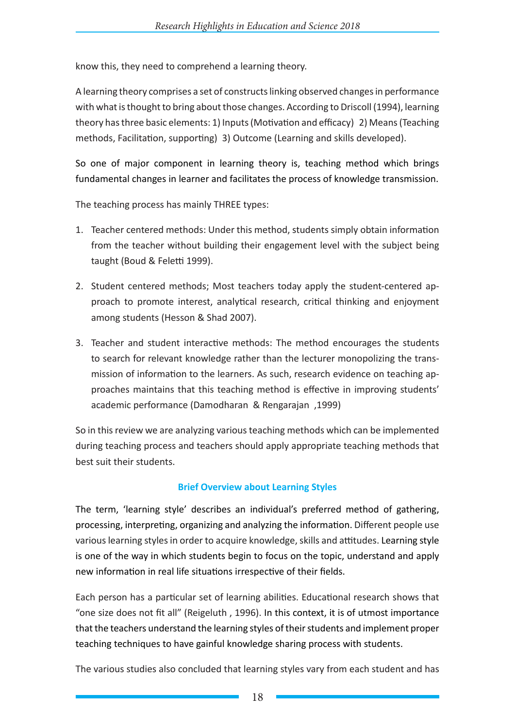know this, they need to comprehend a learning theory.

A learning theory comprises a set of constructs linking observed changes in performance with what is thought to bring about those changes. According to Driscoll (1994), learning theory has three basic elements: 1) Inputs (Motivation and efficacy) 2) Means (Teaching methods, Facilitation, supporting) 3) Outcome (Learning and skills developed).

So one of major component in learning theory is, teaching method which brings fundamental changes in learner and facilitates the process of knowledge transmission.

The teaching process has mainly THREE types:

1. Teacher centered methods: Under this method, students simply obtain information from the teacher without building their engagement level with the subject being taught (Boud & Feletti 1999).
2. Student centered methods; Most teachers today apply the student-centered approach to promote interest, analytical research, critical thinking and enjoyment among students (Hesson & Shad 2007).
3. Teacher and student interactive methods: The method encourages the students to search for relevant knowledge rather than the lecturer monopolizing the transmission of information to the learners. As such, research evidence on teaching approaches maintains that this teaching method is effective in improving students' academic performance (Damodharan & Rengarajan ,1999)

So in this review we are analyzing various teaching methods which can be implemented during teaching process and teachers should apply appropriate teaching methods that best suit their students.

## Brief Overview about Learning Styles

The term, 'learning style' describes an individual's preferred method of gathering, processing, interpreting, organizing and analyzing the information. Different people use various learning styles in order to acquire knowledge, skills and attitudes. Learning style is one of the way in which students begin to focus on the topic, understand and apply new information in real life situations irrespective of their fields.

Each person has a particular set of learning abilities. Educational research shows that "one size does not fit all" (Reigeluth , 1996). In this context, it is of utmost importance that the teachers understand the learning styles of their students and implement proper teaching techniques to have gainful knowledge sharing process with students.

The various studies also concluded that learning styles vary from each student and has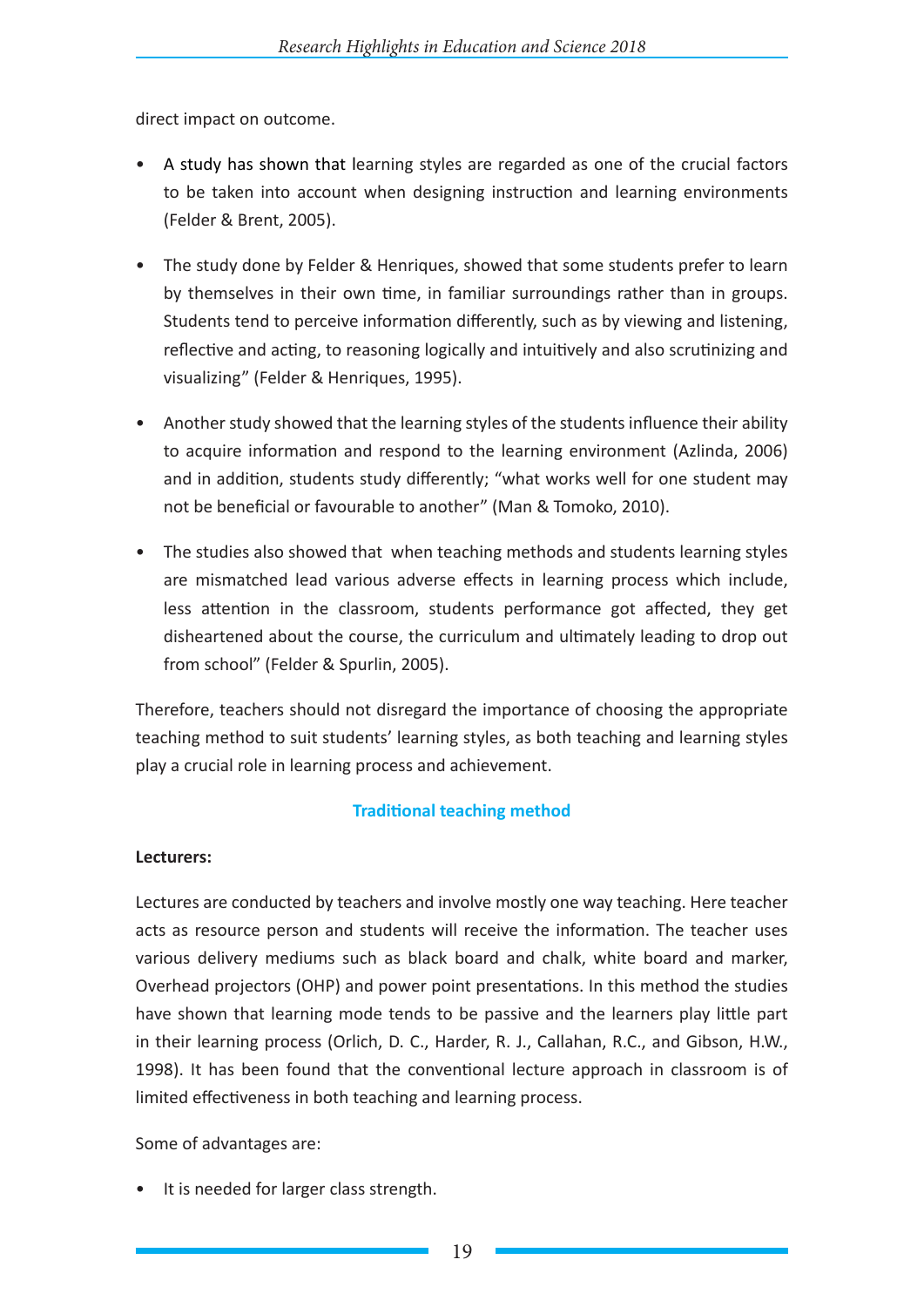direct impact on outcome.

- A study has shown that learning styles are regarded as one of the crucial factors to be taken into account when designing instruction and learning environments (Felder & Brent, 2005).
- The study done by Felder & Henriques, showed that some students prefer to learn by themselves in their own time, in familiar surroundings rather than in groups. Students tend to perceive information differently, such as by viewing and listening, reflective and acting, to reasoning logically and intuitively and also scrutinizing and visualizing" (Felder & Henriques, 1995).
- Another study showed that the learning styles of the students influence their ability to acquire information and respond to the learning environment (Azlinda, 2006) and in addition, students study differently; "what works well for one student may not be beneficial or favourable to another" (Man & Tomoko, 2010).
- The studies also showed that when teaching methods and students learning styles are mismatched lead various adverse effects in learning process which include, less attention in the classroom, students performance got affected, they get disheartened about the course, the curriculum and ultimately leading to drop out from school" (Felder & Spurlin, 2005).

Therefore, teachers should not disregard the importance of choosing the appropriate teaching method to suit students' learning styles, as both teaching and learning styles play a crucial role in learning process and achievement.

## Traditional teaching method

**Lecturers:**

Lectures are conducted by teachers and involve mostly one way teaching. Here teacher acts as resource person and students will receive the information. The teacher uses various delivery mediums such as black board and chalk, white board and marker, Overhead projectors (OHP) and power point presentations. In this method the studies have shown that learning mode tends to be passive and the learners play little part in their learning process (Orlich, D. C., Harder, R. J., Callahan, R.C., and Gibson, H.W., 1998). It has been found that the conventional lecture approach in classroom is of limited effectiveness in both teaching and learning process.

Some of advantages are:

- It is needed for larger class strength.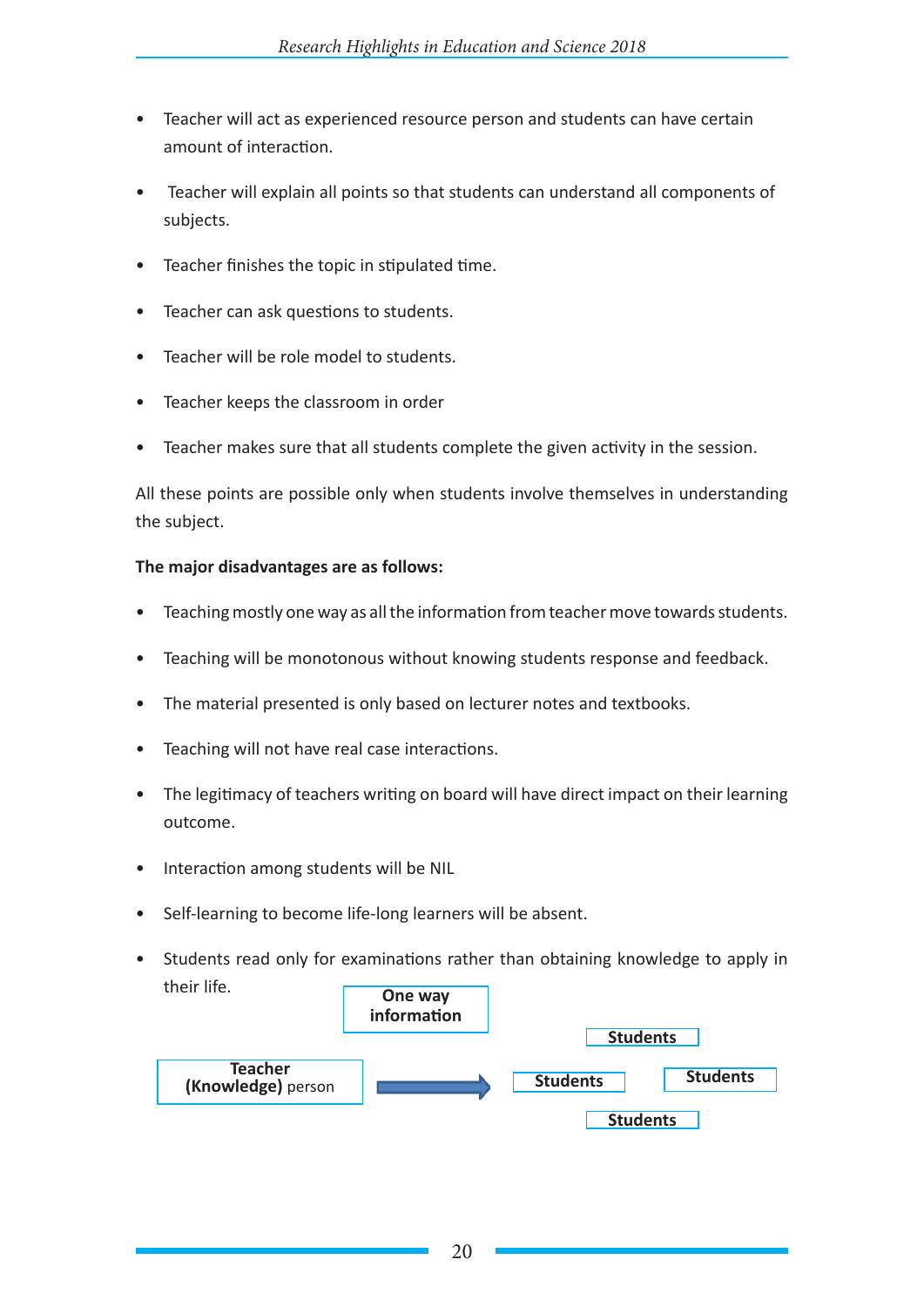- Teacher will act as experienced resource person and students can have certain amount of interaction.
- Teacher will explain all points so that students can understand all components of subjects.
- Teacher finishes the topic in stipulated time.
- Teacher can ask questions to students.
- Teacher will be role model to students.
- Teacher keeps the classroom in order
- Teacher makes sure that all students complete the given activity in the session.

All these points are possible only when students involve themselves in understanding the subject.

**The major disadvantages are as follows:**

- Teaching mostly one way as all the information from teacher move towards students.
- Teaching will be monotonous without knowing students response and feedback.
- The material presented is only based on lecturer notes and textbooks.
- Teaching will not have real case interactions.
- The legitimacy of teachers writing on board will have direct impact on their learning outcome.
- Interaction among students will be NIL
- Self-learning to become life-long learners will be absent.
- Students read only for examinations rather than obtaining knowledge to apply in their life.

**One way information**

**Teacher (Knowledge)** person → **Students** | **Students** | **Students** | **Students**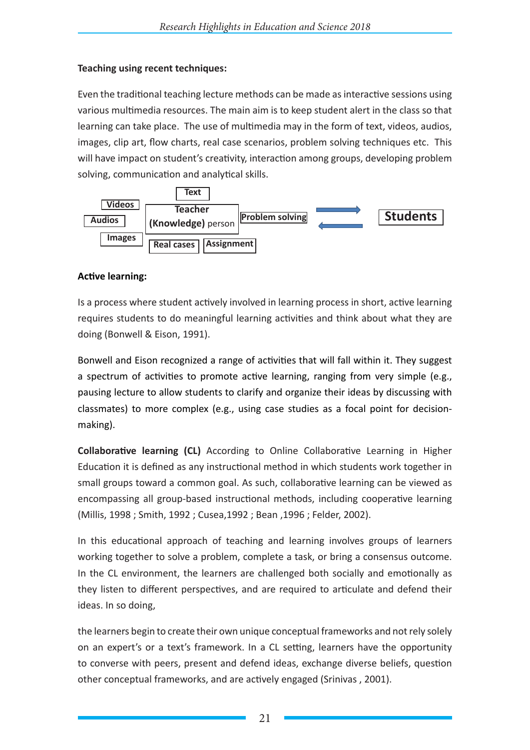**Teaching using recent techniques:**

Even the traditional teaching lecture methods can be made as interactive sessions using various multimedia resources. The main aim is to keep student alert in the class so that learning can take place. The use of multimedia may in the form of text, videos, audios, images, clip art, flow charts, real case scenarios, problem solving techniques etc. This will have impact on student's creativity, interaction among groups, developing problem solving, communication and analytical skills.

Text
Videos
Audios
Images
Teacher (Knowledge) person
Problem solving
Real cases
Assignment
Students

**Active learning:**

Is a process where student actively involved in learning process in short, active learning requires students to do meaningful learning activities and think about what they are doing (Bonwell & Eison, 1991).

Bonwell and Eison recognized a range of activities that will fall within it. They suggest a spectrum of activities to promote active learning, ranging from very simple (e.g., pausing lecture to allow students to clarify and organize their ideas by discussing with classmates) to more complex (e.g., using case studies as a focal point for decision-making).

**Collaborative learning (CL)** According to Online Collaborative Learning in Higher Education it is defined as any instructional method in which students work together in small groups toward a common goal. As such, collaborative learning can be viewed as encompassing all group-based instructional methods, including cooperative learning (Millis, 1998 ; Smith, 1992 ; Cusea,1992 ; Bean ,1996 ; Felder, 2002).

In this educational approach of teaching and learning involves groups of learners working together to solve a problem, complete a task, or bring a consensus outcome. In the CL environment, the learners are challenged both socially and emotionally as they listen to different perspectives, and are required to articulate and defend their ideas. In so doing,

the learners begin to create their own unique conceptual frameworks and not rely solely on an expert's or a text's framework. In a CL setting, learners have the opportunity to converse with peers, present and defend ideas, exchange diverse beliefs, question other conceptual frameworks, and are actively engaged (Srinivas , 2001).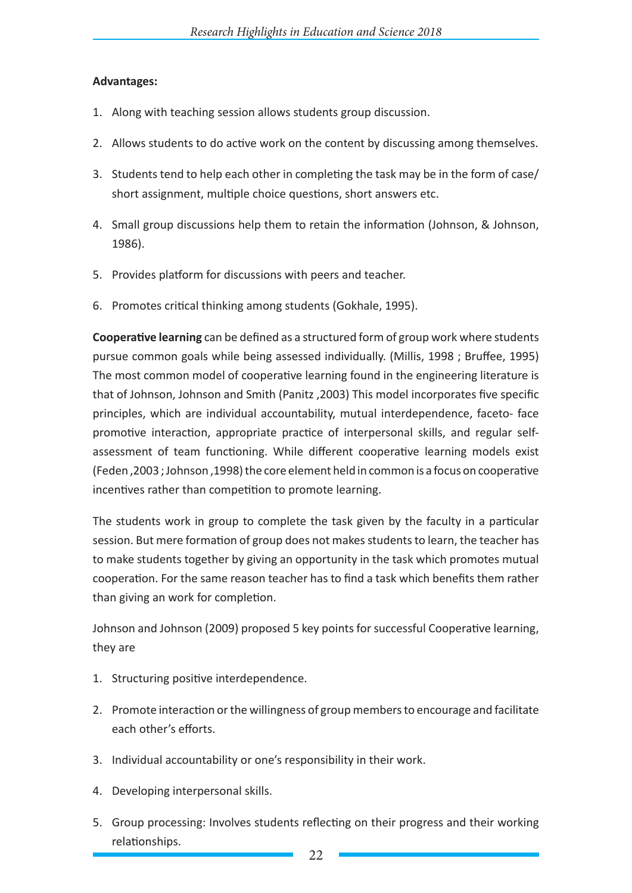**Advantages:**

1. Along with teaching session allows students group discussion.
2. Allows students to do active work on the content by discussing among themselves.
3. Students tend to help each other in completing the task may be in the form of case/ short assignment, multiple choice questions, short answers etc.
4. Small group discussions help them to retain the information (Johnson, & Johnson, 1986).
5. Provides platform for discussions with peers and teacher.
6. Promotes critical thinking among students (Gokhale, 1995).

**Cooperative learning** can be defined as a structured form of group work where students pursue common goals while being assessed individually. (Millis, 1998 ; Bruffee, 1995) The most common model of cooperative learning found in the engineering literature is that of Johnson, Johnson and Smith (Panitz ,2003) This model incorporates five specific principles, which are individual accountability, mutual interdependence, faceto- face promotive interaction, appropriate practice of interpersonal skills, and regular self-assessment of team functioning. While different cooperative learning models exist (Feden ,2003 ; Johnson ,1998) the core element held in common is a focus on cooperative incentives rather than competition to promote learning.

The students work in group to complete the task given by the faculty in a particular session. But mere formation of group does not makes students to learn, the teacher has to make students together by giving an opportunity in the task which promotes mutual cooperation. For the same reason teacher has to find a task which benefits them rather than giving an work for completion.

Johnson and Johnson (2009) proposed 5 key points for successful Cooperative learning, they are

1. Structuring positive interdependence.
2. Promote interaction or the willingness of group members to encourage and facilitate each other's efforts.
3. Individual accountability or one's responsibility in their work.
4. Developing interpersonal skills.
5. Group processing: Involves students reflecting on their progress and their working relationships.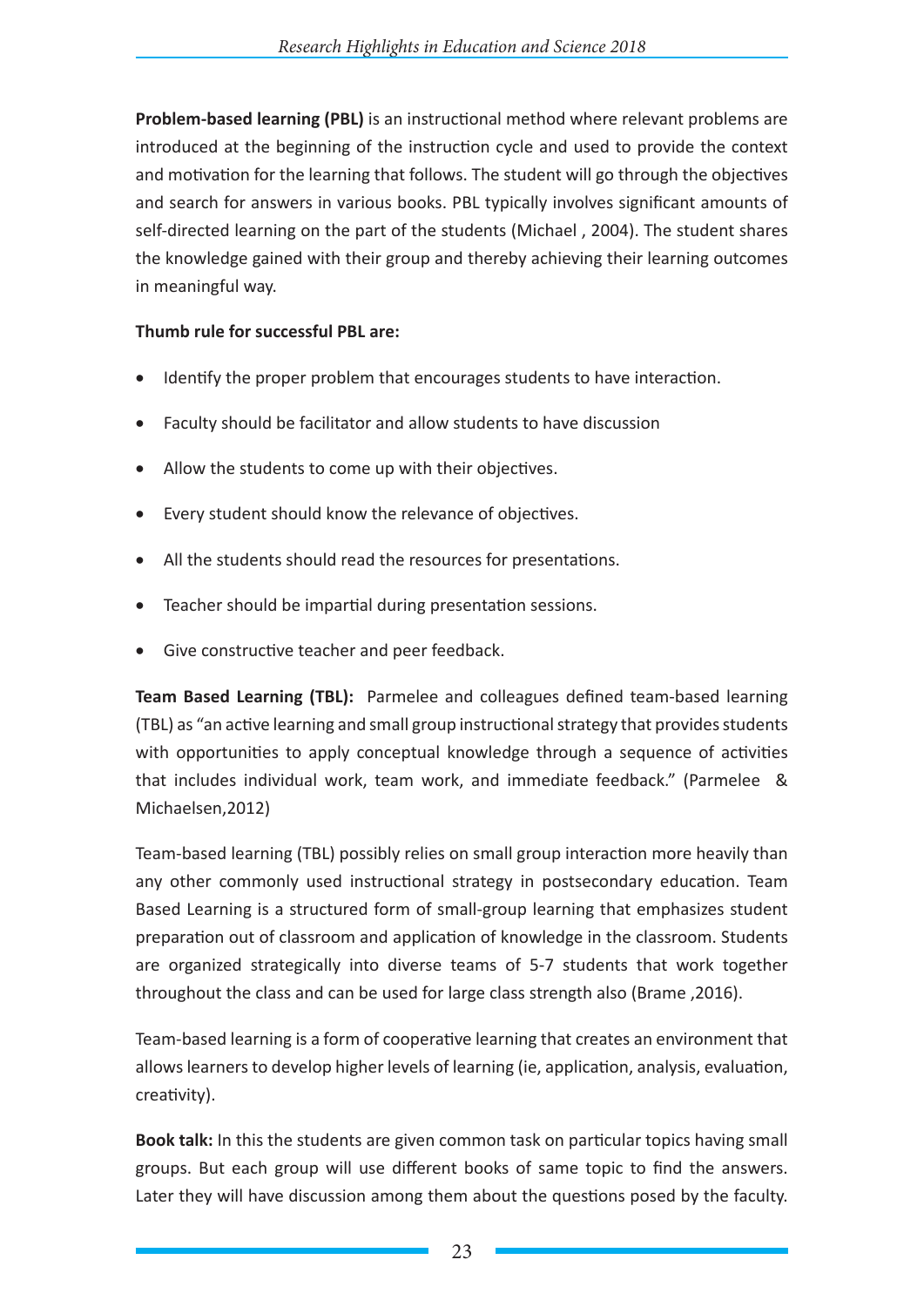**Problem-based learning (PBL)** is an instructional method where relevant problems are introduced at the beginning of the instruction cycle and used to provide the context and motivation for the learning that follows. The student will go through the objectives and search for answers in various books. PBL typically involves significant amounts of self-directed learning on the part of the students (Michael , 2004). The student shares the knowledge gained with their group and thereby achieving their learning outcomes in meaningful way.

**Thumb rule for successful PBL are:**

- Identify the proper problem that encourages students to have interaction.
- Faculty should be facilitator and allow students to have discussion
- Allow the students to come up with their objectives.
- Every student should know the relevance of objectives.
- All the students should read the resources for presentations.
- Teacher should be impartial during presentation sessions.
- Give constructive teacher and peer feedback.

**Team Based Learning (TBL):** Parmelee and colleagues defined team-based learning (TBL) as "an active learning and small group instructional strategy that provides students with opportunities to apply conceptual knowledge through a sequence of activities that includes individual work, team work, and immediate feedback." (Parmelee & Michaelsen,2012)

Team-based learning (TBL) possibly relies on small group interaction more heavily than any other commonly used instructional strategy in postsecondary education. Team Based Learning is a structured form of small-group learning that emphasizes student preparation out of classroom and application of knowledge in the classroom. Students are organized strategically into diverse teams of 5-7 students that work together throughout the class and can be used for large class strength also (Brame ,2016).

Team-based learning is a form of cooperative learning that creates an environment that allows learners to develop higher levels of learning (ie, application, analysis, evaluation, creativity).

**Book talk:** In this the students are given common task on particular topics having small groups. But each group will use different books of same topic to find the answers. Later they will have discussion among them about the questions posed by the faculty.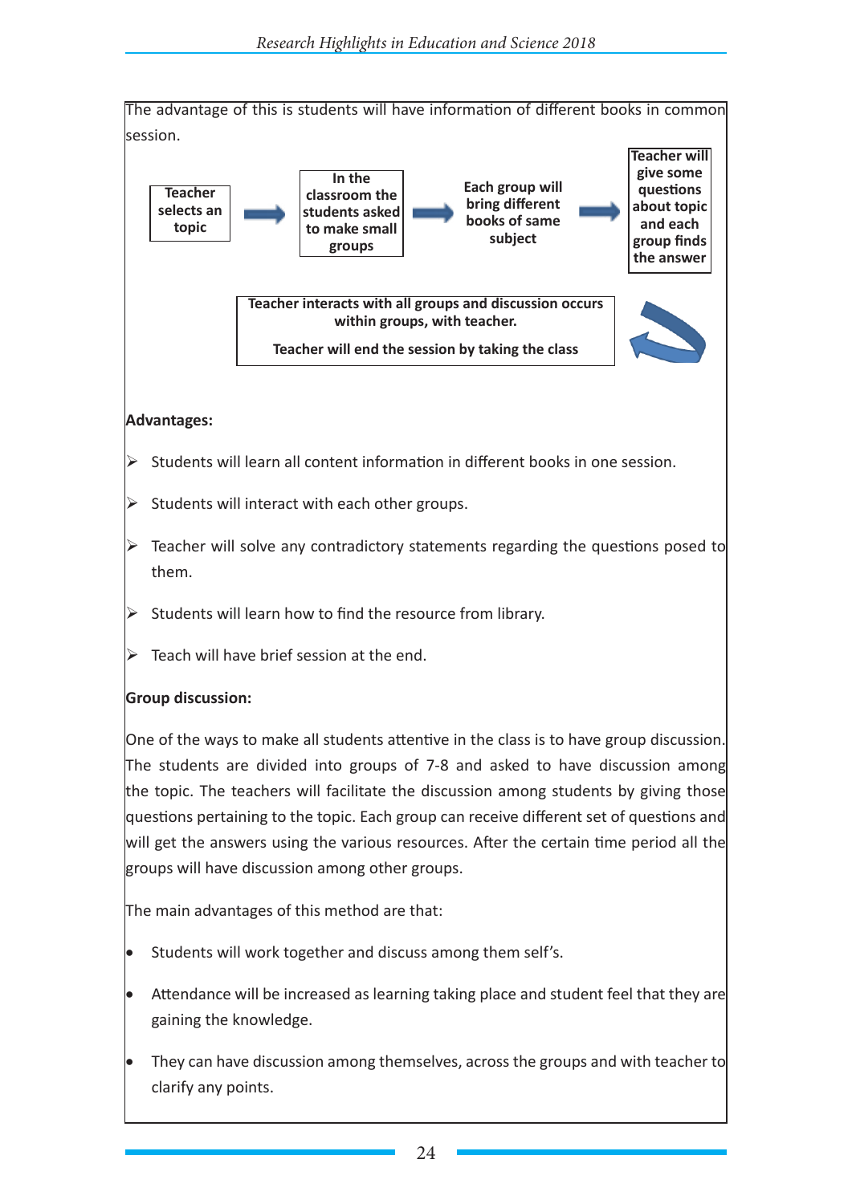The advantage of this is students will have information of different books in common session.

**Teacher selects an topic** → **In the classroom the students asked to make small groups** → **Each group will bring different books of same subject** → **Teacher will give some questions about topic and each group finds the answer**

**Teacher interacts with all groups and discussion occurs within groups, with teacher.**

**Teacher will end the session by taking the class**

**Advantages:**

- Students will learn all content information in different books in one session.
- Students will interact with each other groups.
- Teacher will solve any contradictory statements regarding the questions posed to them.
- Students will learn how to find the resource from library.
- Teach will have brief session at the end.

**Group discussion:**

One of the ways to make all students attentive in the class is to have group discussion. The students are divided into groups of 7-8 and asked to have discussion among the topic. The teachers will facilitate the discussion among students by giving those questions pertaining to the topic. Each group can receive different set of questions and will get the answers using the various resources. After the certain time period all the groups will have discussion among other groups.

The main advantages of this method are that:

- Students will work together and discuss among them self's.
- Attendance will be increased as learning taking place and student feel that they are gaining the knowledge.
- They can have discussion among themselves, across the groups and with teacher to clarify any points.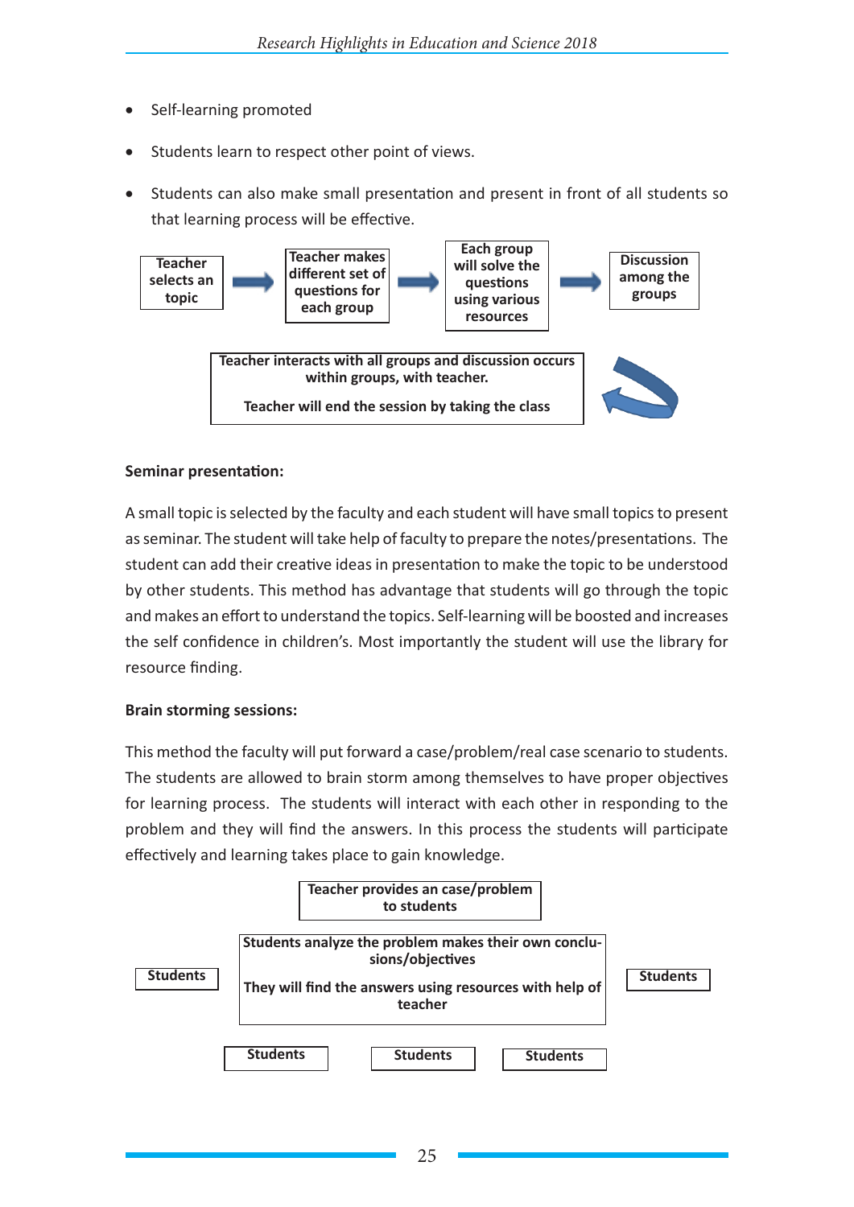- Self-learning promoted
- Students learn to respect other point of views.
- Students can also make small presentation and present in front of all students so that learning process will be effective.

Teacher selects an topic → Teacher makes different set of questions for each group → Each group will solve the questions using various resources → Discussion among the groups

Teacher interacts with all groups and discussion occurs within groups, with teacher.

Teacher will end the session by taking the class

**Seminar presentation:**

A small topic is selected by the faculty and each student will have small topics to present as seminar. The student will take help of faculty to prepare the notes/presentations. The student can add their creative ideas in presentation to make the topic to be understood by other students. This method has advantage that students will go through the topic and makes an effort to understand the topics. Self-learning will be boosted and increases the self confidence in children's. Most importantly the student will use the library for resource finding.

**Brain storming sessions:**

This method the faculty will put forward a case/problem/real case scenario to students. The students are allowed to brain storm among themselves to have proper objectives for learning process. The students will interact with each other in responding to the problem and they will find the answers. In this process the students will participate effectively and learning takes place to gain knowledge.

Teacher provides an case/problem to students

Students analyze the problem makes their own conclusions/objectives

They will find the answers using resources with help of teacher

Students | Students | Students | Students | Students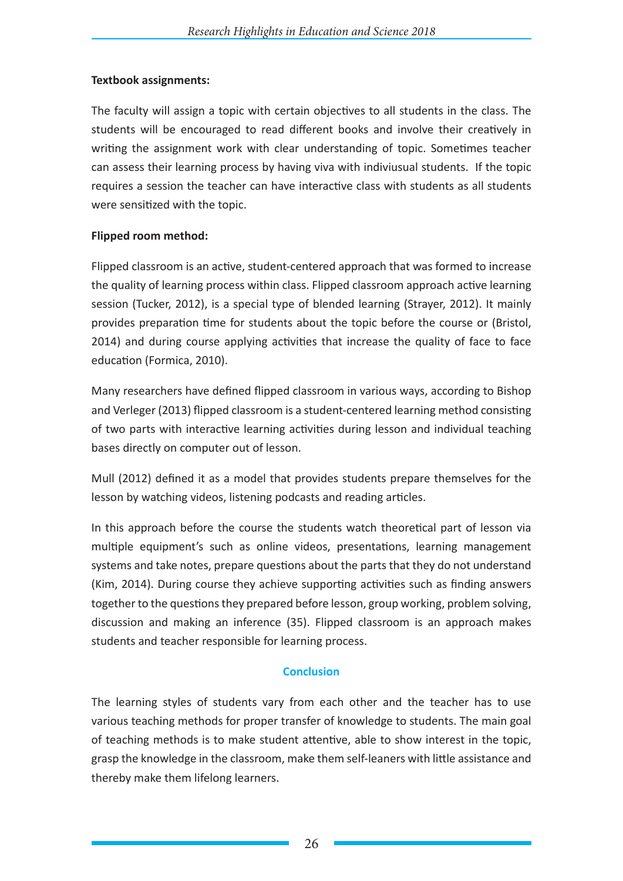**Textbook assignments:**

The faculty will assign a topic with certain objectives to all students in the class. The students will be encouraged to read different books and involve their creatively in writing the assignment work with clear understanding of topic. Sometimes teacher can assess their learning process by having viva with indiviusual students. If the topic requires a session the teacher can have interactive class with students as all students were sensitized with the topic.

**Flipped room method:**

Flipped classroom is an active, student-centered approach that was formed to increase the quality of learning process within class. Flipped classroom approach active learning session (Tucker, 2012), is a special type of blended learning (Strayer, 2012). It mainly provides preparation time for students about the topic before the course or (Bristol, 2014) and during course applying activities that increase the quality of face to face education (Formica, 2010).

Many researchers have defined flipped classroom in various ways, according to Bishop and Verleger (2013) flipped classroom is a student-centered learning method consisting of two parts with interactive learning activities during lesson and individual teaching bases directly on computer out of lesson.

Mull (2012) defined it as a model that provides students prepare themselves for the lesson by watching videos, listening podcasts and reading articles.

In this approach before the course the students watch theoretical part of lesson via multiple equipment's such as online videos, presentations, learning management systems and take notes, prepare questions about the parts that they do not understand (Kim, 2014). During course they achieve supporting activities such as finding answers together to the questions they prepared before lesson, group working, problem solving, discussion and making an inference (35). Flipped classroom is an approach makes students and teacher responsible for learning process.

## Conclusion

The learning styles of students vary from each other and the teacher has to use various teaching methods for proper transfer of knowledge to students. The main goal of teaching methods is to make student attentive, able to show interest in the topic, grasp the knowledge in the classroom, make them self-leaners with little assistance and thereby make them lifelong learners.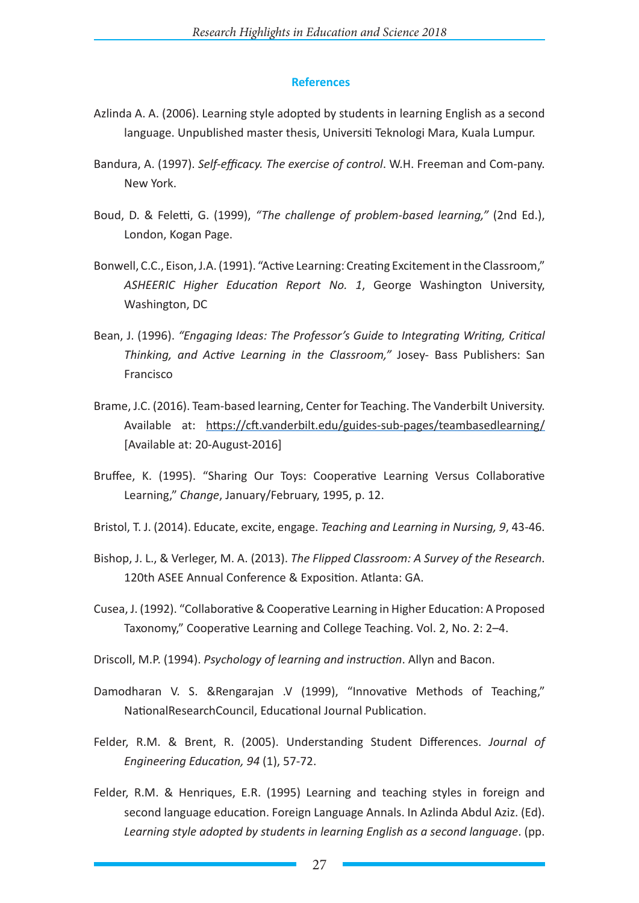## References

Azlinda A. A. (2006). Learning style adopted by students in learning English as a second language. Unpublished master thesis, Universiti Teknologi Mara, Kuala Lumpur.

Bandura, A. (1997). *Self-efficacy. The exercise of control*. W.H. Freeman and Com-pany. New York.

Boud, D. & Feletti, G. (1999), *"The challenge of problem-based learning,"* (2nd Ed.), London, Kogan Page.

Bonwell, C.C., Eison, J.A. (1991). "Active Learning: Creating Excitement in the Classroom," *ASHEERIC Higher Education Report No. 1*, George Washington University, Washington, DC

Bean, J. (1996). *"Engaging Ideas: The Professor's Guide to Integrating Writing, Critical Thinking, and Active Learning in the Classroom,"* Josey- Bass Publishers: San Francisco

Brame, J.C. (2016). Team-based learning, Center for Teaching. The Vanderbilt University. Available at: https://cft.vanderbilt.edu/guides-sub-pages/teambasedlearning/ [Available at: 20-August-2016]

Bruffee, K. (1995). "Sharing Our Toys: Cooperative Learning Versus Collaborative Learning," *Change*, January/February, 1995, p. 12.

Bristol, T. J. (2014). Educate, excite, engage. *Teaching and Learning in Nursing, 9*, 43-46.

Bishop, J. L., & Verleger, M. A. (2013). *The Flipped Classroom: A Survey of the Research*. 120th ASEE Annual Conference & Exposition. Atlanta: GA.

Cusea, J. (1992). "Collaborative & Cooperative Learning in Higher Education: A Proposed Taxonomy," Cooperative Learning and College Teaching. Vol. 2, No. 2: 2–4.

Driscoll, M.P. (1994). *Psychology of learning and instruction*. Allyn and Bacon.

Damodharan V. S. &Rengarajan .V (1999), "Innovative Methods of Teaching," NationalResearchCouncil, Educational Journal Publication.

Felder, R.M. & Brent, R. (2005). Understanding Student Differences. *Journal of Engineering Education, 94* (1), 57-72.

Felder, R.M. & Henriques, E.R. (1995) Learning and teaching styles in foreign and second language education. Foreign Language Annals. In Azlinda Abdul Aziz. (Ed). *Learning style adopted by students in learning English as a second language*. (pp.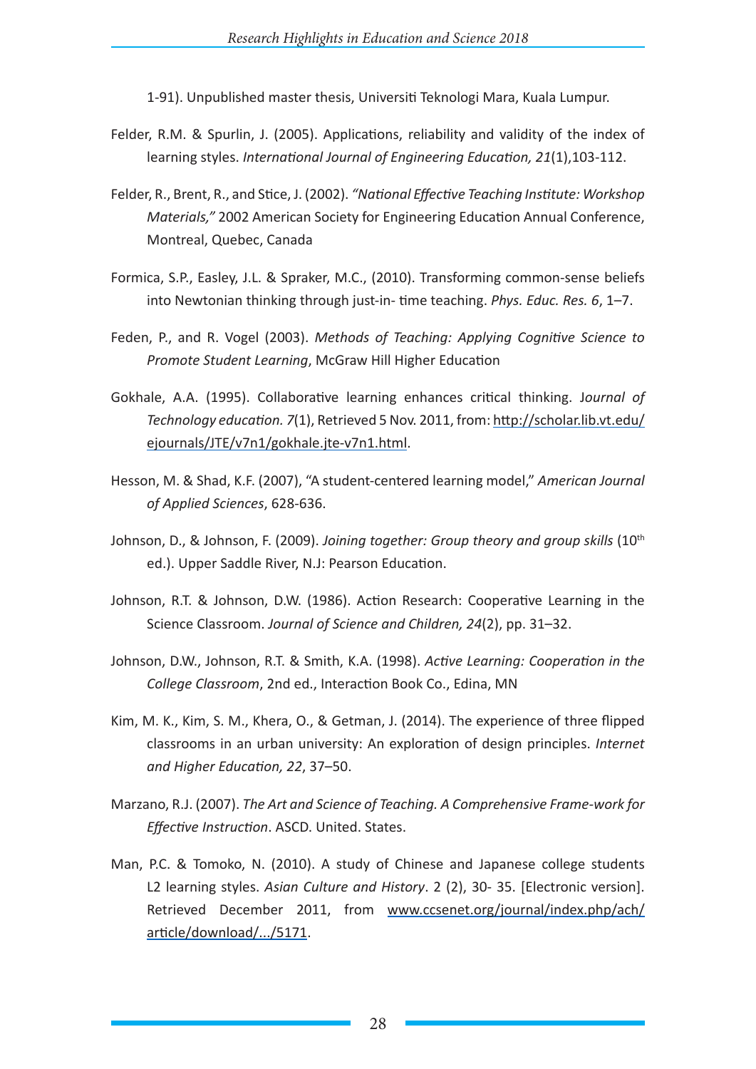1-91). Unpublished master thesis, Universiti Teknologi Mara, Kuala Lumpur.

Felder, R.M. & Spurlin, J. (2005). Applications, reliability and validity of the index of learning styles. *International Journal of Engineering Education, 21*(1),103-112.

Felder, R., Brent, R., and Stice, J. (2002). *"National Effective Teaching Institute: Workshop Materials,"* 2002 American Society for Engineering Education Annual Conference, Montreal, Quebec, Canada

Formica, S.P., Easley, J.L. & Spraker, M.C., (2010). Transforming common-sense beliefs into Newtonian thinking through just-in- time teaching. *Phys. Educ. Res. 6*, 1–7.

Feden, P., and R. Vogel (2003). *Methods of Teaching: Applying Cognitive Science to Promote Student Learning*, McGraw Hill Higher Education

Gokhale, A.A. (1995). Collaborative learning enhances critical thinking. J*ournal of Technology education. 7*(1), Retrieved 5 Nov. 2011, from: http://scholar.lib.vt.edu/ejournals/JTE/v7n1/gokhale.jte-v7n1.html.

Hesson, M. & Shad, K.F. (2007), "A student-centered learning model," *American Journal of Applied Sciences*, 628-636.

Johnson, D., & Johnson, F. (2009). *Joining together: Group theory and group skills* (10th ed.). Upper Saddle River, N.J: Pearson Education.

Johnson, R.T. & Johnson, D.W. (1986). Action Research: Cooperative Learning in the Science Classroom. *Journal of Science and Children, 24*(2), pp. 31–32.

Johnson, D.W., Johnson, R.T. & Smith, K.A. (1998). *Active Learning: Cooperation in the College Classroom*, 2nd ed., Interaction Book Co., Edina, MN

Kim, M. K., Kim, S. M., Khera, O., & Getman, J. (2014). The experience of three flipped classrooms in an urban university: An exploration of design principles. *Internet and Higher Education, 22*, 37–50.

Marzano, R.J. (2007). *The Art and Science of Teaching. A Comprehensive Frame-work for Effective Instruction*. ASCD. United. States.

Man, P.C. & Tomoko, N. (2010). A study of Chinese and Japanese college students L2 learning styles. *Asian Culture and History*. 2 (2), 30- 35. [Electronic version]. Retrieved December 2011, from www.ccsenet.org/journal/index.php/ach/article/download/.../5171.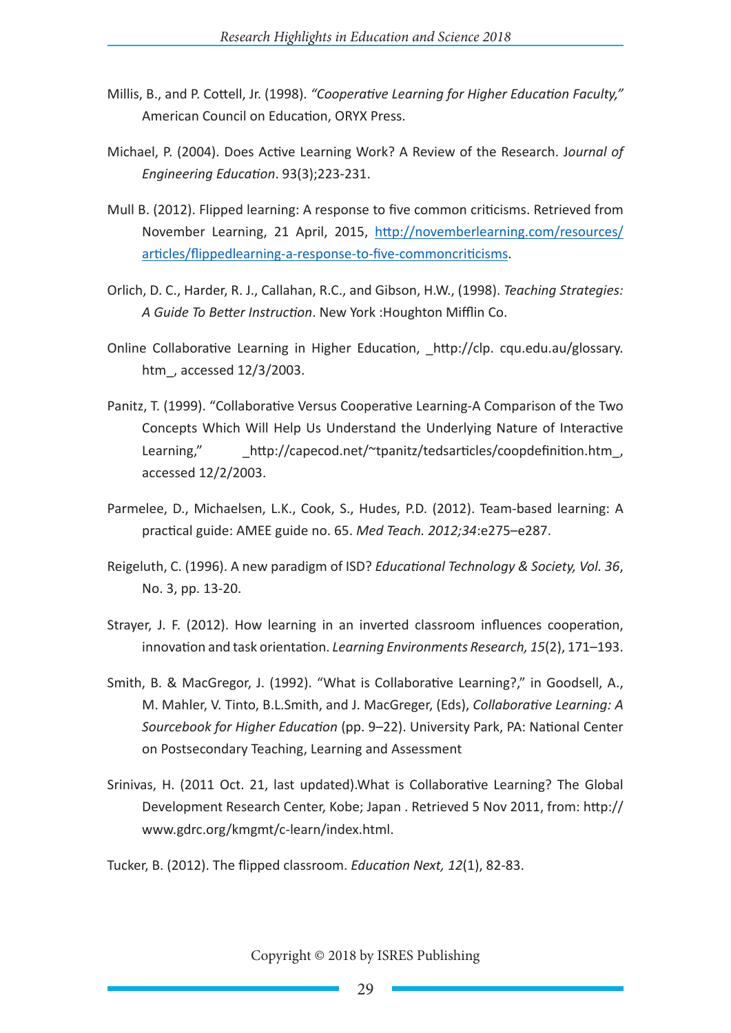Millis, B., and P. Cottell, Jr. (1998). *"Cooperative Learning for Higher Education Faculty,"* American Council on Education, ORYX Press.

Michael, P. (2004). Does Active Learning Work? A Review of the Research. J*ournal of Engineering Education*. 93(3);223-231.

Mull B. (2012). Flipped learning: A response to five common criticisms. Retrieved from November Learning, 21 April, 2015, [http://novemberlearning.com/resources/articles/flippedlearning-a-response-to-five-commoncriticisms](http://novemberlearning.com/resources/articles/flippedlearning-a-response-to-five-commoncriticisms).

Orlich, D. C., Harder, R. J., Callahan, R.C., and Gibson, H.W., (1998). *Teaching Strategies: A Guide To Better Instruction*. New York :Houghton Mifflin Co.

Online Collaborative Learning in Higher Education, _http://clp. cqu.edu.au/glossary. htm_, accessed 12/3/2003.

Panitz, T. (1999). "Collaborative Versus Cooperative Learning-A Comparison of the Two Concepts Which Will Help Us Understand the Underlying Nature of Interactive Learning," _http://capecod.net/~tpanitz/tedsarticles/coopdefinition.htm_, accessed 12/2/2003.

Parmelee, D., Michaelsen, L.K., Cook, S., Hudes, P.D. (2012). Team-based learning: A practical guide: AMEE guide no. 65. *Med Teach. 2012;34*:e275–e287.

Reigeluth, C. (1996). A new paradigm of ISD? *Educational Technology & Society, Vol. 36*, No. 3, pp. 13-20.

Strayer, J. F. (2012). How learning in an inverted classroom influences cooperation, innovation and task orientation. *Learning Environments Research, 15*(2), 171–193.

Smith, B. & MacGregor, J. (1992). "What is Collaborative Learning?," in Goodsell, A., M. Mahler, V. Tinto, B.L.Smith, and J. MacGreger, (Eds), *Collaborative Learning: A Sourcebook for Higher Education* (pp. 9–22). University Park, PA: National Center on Postsecondary Teaching, Learning and Assessment

Srinivas, H. (2011 Oct. 21, last updated).What is Collaborative Learning? The Global Development Research Center, Kobe; Japan . Retrieved 5 Nov 2011, from: http://www.gdrc.org/kmgmt/c-learn/index.html.

Tucker, B. (2012). The flipped classroom. *Education Next, 12*(1), 82-83.

Copyright © 2018 by ISRES Publishing